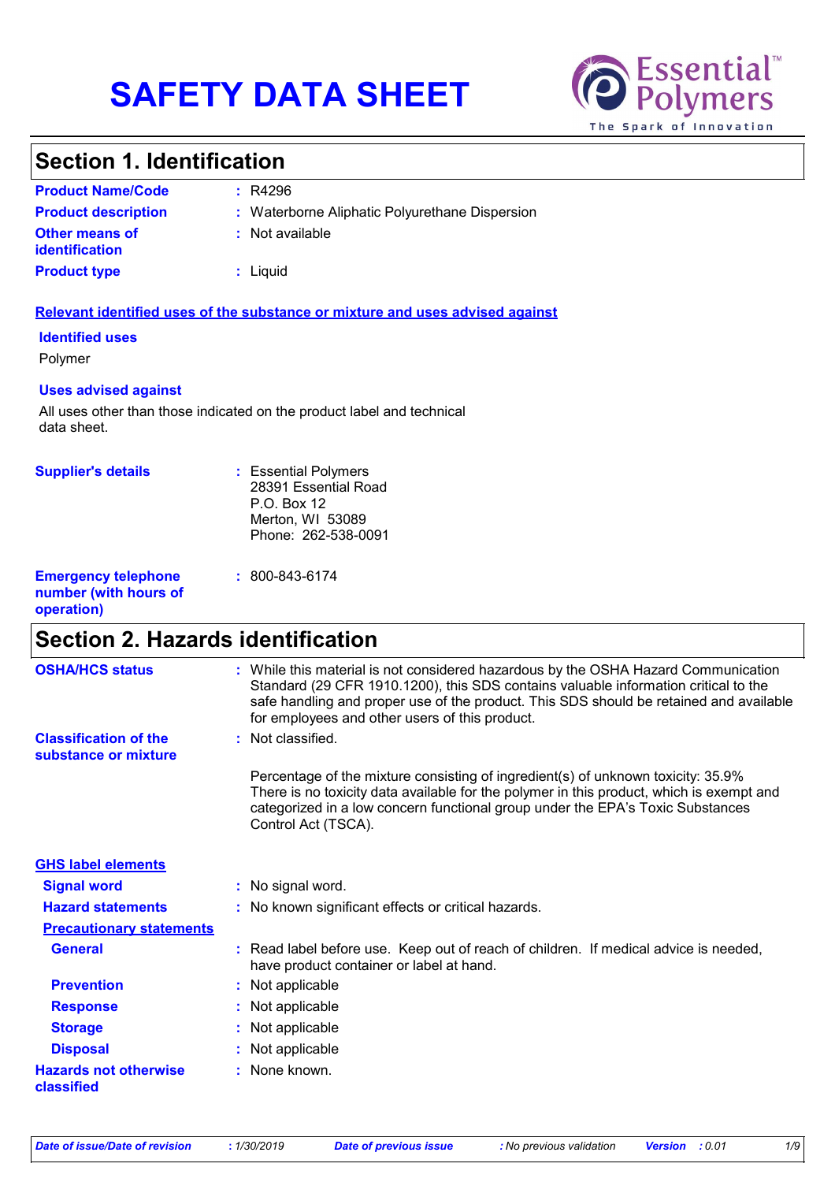# SAFETY DATA SHEET

Essential™ Polymers
The Spark of Innovation

## Section 1. Identification

| | | |
|---|---|---|
| **Product Name/Code** | : | R4296 |
| **Product description** | : | Waterborne Aliphatic Polyurethane Dispersion |
| **Other means of identification** | : | Not available |
| **Product type** | : | Liquid |

### Relevant identified uses of the substance or mixture and uses advised against

**Identified uses**

Polymer

**Uses advised against**

All uses other than those indicated on the product label and technical data sheet.

| | | |
|---|---|---|
| **Supplier's details** | : | Essential Polymers<br>28391 Essential Road<br>P.O. Box 12<br>Merton, WI 53089<br>Phone: 262-538-0091 |
| **Emergency telephone number (with hours of operation)** | : | 800-843-6174 |

## Section 2. Hazards identification

| | | |
|---|---|---|
| **OSHA/HCS status** | : | While this material is not considered hazardous by the OSHA Hazard Communication Standard (29 CFR 1910.1200), this SDS contains valuable information critical to the safe handling and proper use of the product. This SDS should be retained and available for employees and other users of this product. |
| **Classification of the substance or mixture** | : | Not classified.<br><br>Percentage of the mixture consisting of ingredient(s) of unknown toxicity: 35.9%<br>There is no toxicity data available for the polymer in this product, which is exempt and categorized in a low concern functional group under the EPA's Toxic Substances Control Act (TSCA). |

### GHS label elements

| | | |
|---|---|---|
| **Signal word** | : | No signal word. |
| **Hazard statements** | : | No known significant effects or critical hazards. |

**Precautionary statements**

| | | |
|---|---|---|
| **General** | : | Read label before use. Keep out of reach of children. If medical advice is needed, have product container or label at hand. |
| **Prevention** | : | Not applicable |
| **Response** | : | Not applicable |
| **Storage** | : | Not applicable |
| **Disposal** | : | Not applicable |
| **Hazards not otherwise classified** | : | None known. |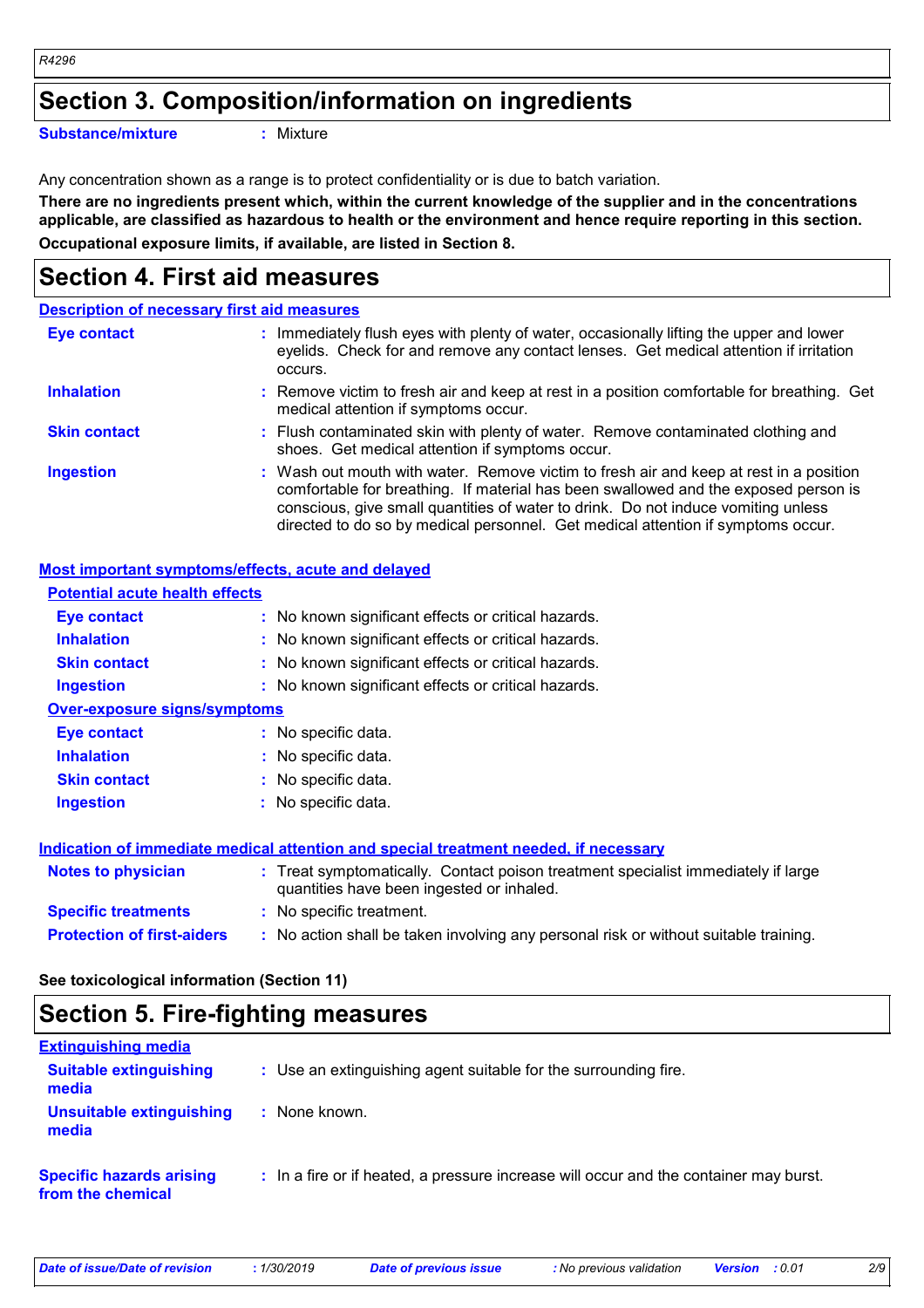## Section 3. Composition/information on ingredients

| | |
|---|---|
| **Substance/mixture** | : Mixture |

Any concentration shown as a range is to protect confidentiality or is due to batch variation.

**There are no ingredients present which, within the current knowledge of the supplier and in the concentrations applicable, are classified as hazardous to health or the environment and hence require reporting in this section.**

**Occupational exposure limits, if available, are listed in Section 8.**

## Section 4. First aid measures

**Description of necessary first aid measures**

| | |
|---|---|
| **Eye contact** | : Immediately flush eyes with plenty of water, occasionally lifting the upper and lower eyelids. Check for and remove any contact lenses. Get medical attention if irritation occurs. |
| **Inhalation** | : Remove victim to fresh air and keep at rest in a position comfortable for breathing. Get medical attention if symptoms occur. |
| **Skin contact** | : Flush contaminated skin with plenty of water. Remove contaminated clothing and shoes. Get medical attention if symptoms occur. |
| **Ingestion** | : Wash out mouth with water. Remove victim to fresh air and keep at rest in a position comfortable for breathing. If material has been swallowed and the exposed person is conscious, give small quantities of water to drink. Do not induce vomiting unless directed to do so by medical personnel. Get medical attention if symptoms occur. |

**Most important symptoms/effects, acute and delayed**

**Potential acute health effects**

| | |
|---|---|
| **Eye contact** | : No known significant effects or critical hazards. |
| **Inhalation** | : No known significant effects or critical hazards. |
| **Skin contact** | : No known significant effects or critical hazards. |
| **Ingestion** | : No known significant effects or critical hazards. |

**Over-exposure signs/symptoms**

| | |
|---|---|
| **Eye contact** | : No specific data. |
| **Inhalation** | : No specific data. |
| **Skin contact** | : No specific data. |
| **Ingestion** | : No specific data. |

**Indication of immediate medical attention and special treatment needed, if necessary**

| | |
|---|---|
| **Notes to physician** | : Treat symptomatically. Contact poison treatment specialist immediately if large quantities have been ingested or inhaled. |
| **Specific treatments** | : No specific treatment. |
| **Protection of first-aiders** | : No action shall be taken involving any personal risk or without suitable training. |

**See toxicological information (Section 11)**

## Section 5. Fire-fighting measures

**Extinguishing media**

| | |
|---|---|
| **Suitable extinguishing media** | : Use an extinguishing agent suitable for the surrounding fire. |
| **Unsuitable extinguishing media** | : None known. |
| **Specific hazards arising from the chemical** | : In a fire or if heated, a pressure increase will occur and the container may burst. |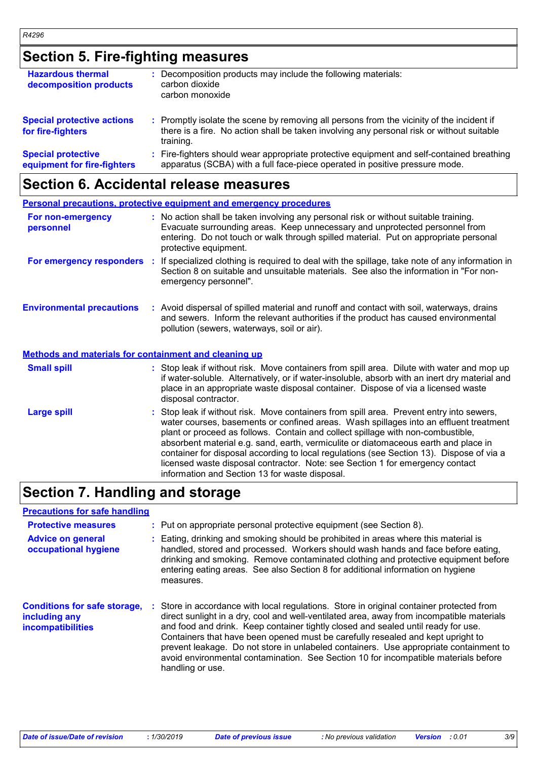## Section 5. Fire-fighting measures

**Hazardous thermal decomposition products** : Decomposition products may include the following materials:
carbon dioxide
carbon monoxide

**Special protective actions for fire-fighters** : Promptly isolate the scene by removing all persons from the vicinity of the incident if there is a fire. No action shall be taken involving any personal risk or without suitable training.

**Special protective equipment for fire-fighters** : Fire-fighters should wear appropriate protective equipment and self-contained breathing apparatus (SCBA) with a full face-piece operated in positive pressure mode.

## Section 6. Accidental release measures

### Personal precautions, protective equipment and emergency procedures

**For non-emergency personnel** : No action shall be taken involving any personal risk or without suitable training. Evacuate surrounding areas. Keep unnecessary and unprotected personnel from entering. Do not touch or walk through spilled material. Put on appropriate personal protective equipment.

**For emergency responders** : If specialized clothing is required to deal with the spillage, take note of any information in Section 8 on suitable and unsuitable materials. See also the information in "For non-emergency personnel".

**Environmental precautions** : Avoid dispersal of spilled material and runoff and contact with soil, waterways, drains and sewers. Inform the relevant authorities if the product has caused environmental pollution (sewers, waterways, soil or air).

### Methods and materials for containment and cleaning up

**Small spill** : Stop leak if without risk. Move containers from spill area. Dilute with water and mop up if water-soluble. Alternatively, or if water-insoluble, absorb with an inert dry material and place in an appropriate waste disposal container. Dispose of via a licensed waste disposal contractor.

**Large spill** : Stop leak if without risk. Move containers from spill area. Prevent entry into sewers, water courses, basements or confined areas. Wash spillages into an effluent treatment plant or proceed as follows. Contain and collect spillage with non-combustible, absorbent material e.g. sand, earth, vermiculite or diatomaceous earth and place in container for disposal according to local regulations (see Section 13). Dispose of via a licensed waste disposal contractor. Note: see Section 1 for emergency contact information and Section 13 for waste disposal.

## Section 7. Handling and storage

### Precautions for safe handling

**Protective measures** : Put on appropriate personal protective equipment (see Section 8).

**Advice on general occupational hygiene** : Eating, drinking and smoking should be prohibited in areas where this material is handled, stored and processed. Workers should wash hands and face before eating, drinking and smoking. Remove contaminated clothing and protective equipment before entering eating areas. See also Section 8 for additional information on hygiene measures.

**Conditions for safe storage, including any incompatibilities** : Store in accordance with local regulations. Store in original container protected from direct sunlight in a dry, cool and well-ventilated area, away from incompatible materials and food and drink. Keep container tightly closed and sealed until ready for use. Containers that have been opened must be carefully resealed and kept upright to prevent leakage. Do not store in unlabeled containers. Use appropriate containment to avoid environmental contamination. See Section 10 for incompatible materials before handling or use.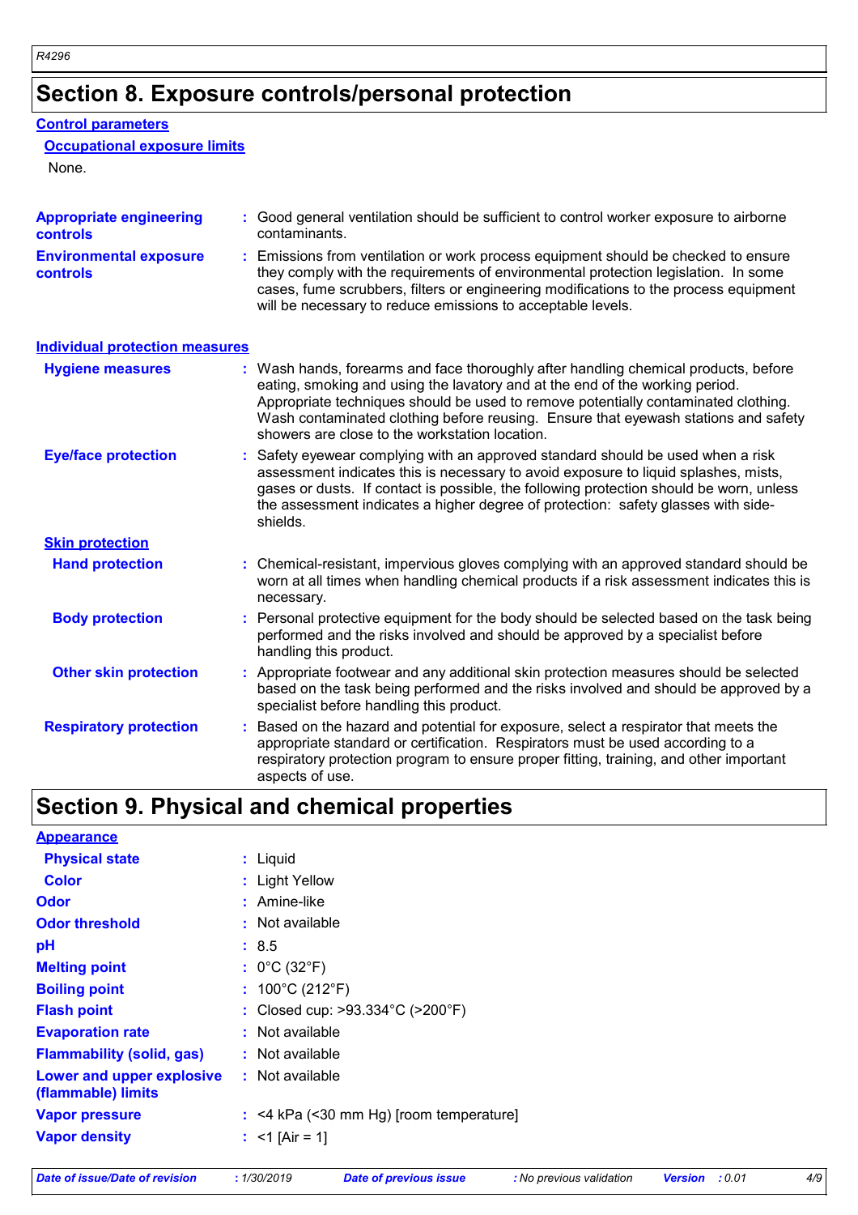## Section 8. Exposure controls/personal protection

**Control parameters**

**Occupational exposure limits**

None.

| | |
|---|---|
| **Appropriate engineering controls** | : Good general ventilation should be sufficient to control worker exposure to airborne contaminants. |
| **Environmental exposure controls** | : Emissions from ventilation or work process equipment should be checked to ensure they comply with the requirements of environmental protection legislation. In some cases, fume scrubbers, filters or engineering modifications to the process equipment will be necessary to reduce emissions to acceptable levels. |

**Individual protection measures**

| | |
|---|---|
| **Hygiene measures** | : Wash hands, forearms and face thoroughly after handling chemical products, before eating, smoking and using the lavatory and at the end of the working period. Appropriate techniques should be used to remove potentially contaminated clothing. Wash contaminated clothing before reusing. Ensure that eyewash stations and safety showers are close to the workstation location. |
| **Eye/face protection** | : Safety eyewear complying with an approved standard should be used when a risk assessment indicates this is necessary to avoid exposure to liquid splashes, mists, gases or dusts. If contact is possible, the following protection should be worn, unless the assessment indicates a higher degree of protection: safety glasses with side-shields. |

**Skin protection**

| | |
|---|---|
| **Hand protection** | : Chemical-resistant, impervious gloves complying with an approved standard should be worn at all times when handling chemical products if a risk assessment indicates this is necessary. |
| **Body protection** | : Personal protective equipment for the body should be selected based on the task being performed and the risks involved and should be approved by a specialist before handling this product. |
| **Other skin protection** | : Appropriate footwear and any additional skin protection measures should be selected based on the task being performed and the risks involved and should be approved by a specialist before handling this product. |
| **Respiratory protection** | : Based on the hazard and potential for exposure, select a respirator that meets the appropriate standard or certification. Respirators must be used according to a respiratory protection program to ensure proper fitting, training, and other important aspects of use. |

## Section 9. Physical and chemical properties

**Appearance**

| | |
|---|---|
| **Physical state** | : Liquid |
| **Color** | : Light Yellow |
| **Odor** | : Amine-like |
| **Odor threshold** | : Not available |
| **pH** | : 8.5 |
| **Melting point** | : 0°C (32°F) |
| **Boiling point** | : 100°C (212°F) |
| **Flash point** | : Closed cup: >93.334°C (>200°F) |
| **Evaporation rate** | : Not available |
| **Flammability (solid, gas)** | : Not available |
| **Lower and upper explosive (flammable) limits** | : Not available |
| **Vapor pressure** | : <4 kPa (<30 mm Hg) [room temperature] |
| **Vapor density** | : <1 [Air = 1] |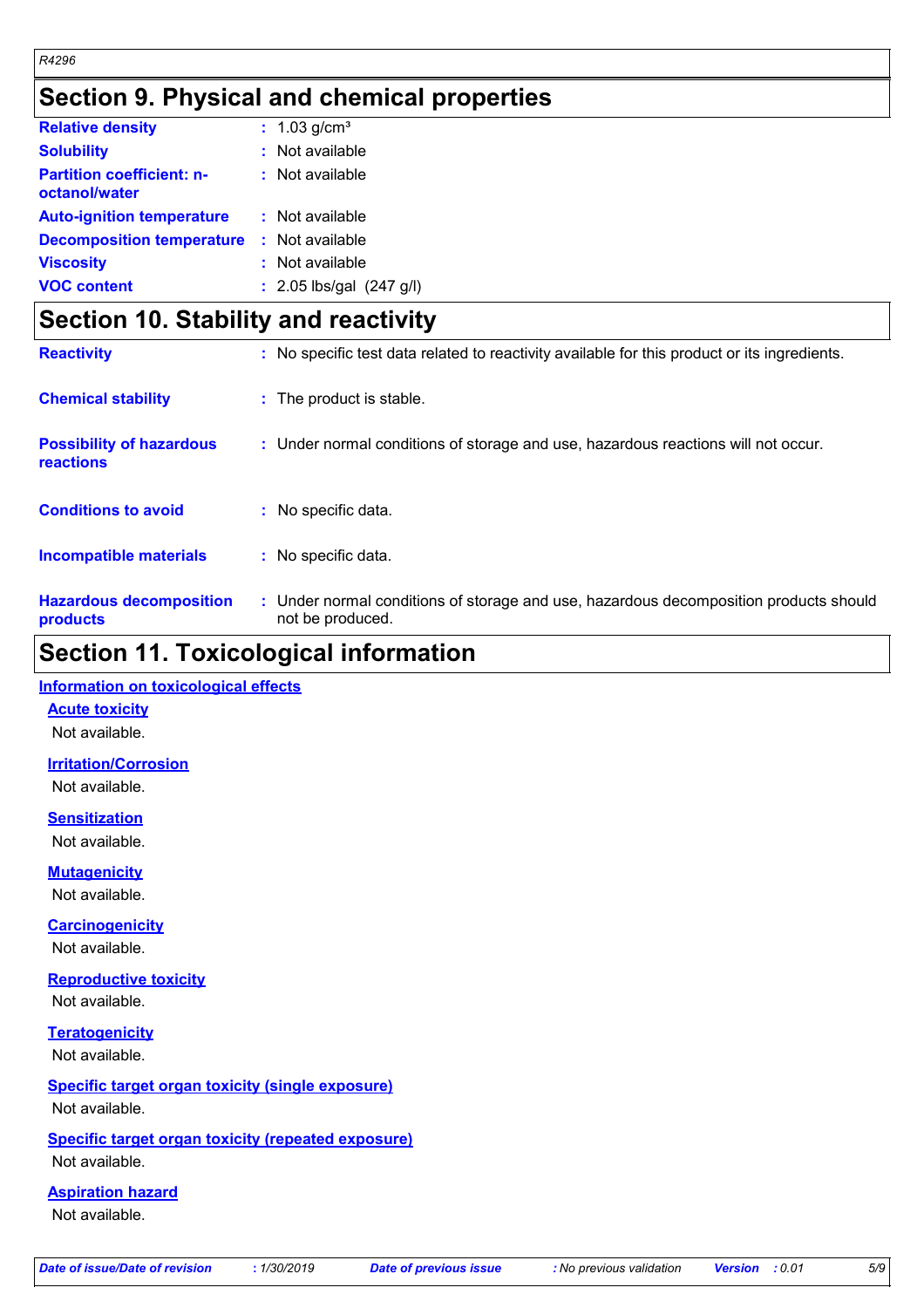## Section 9. Physical and chemical properties

| | | |
|---|---|---|
| **Relative density** | : | 1.03 g/cm³ |
| **Solubility** | : | Not available |
| **Partition coefficient: n-octanol/water** | : | Not available |
| **Auto-ignition temperature** | : | Not available |
| **Decomposition temperature** | : | Not available |
| **Viscosity** | : | Not available |
| **VOC content** | : | 2.05 lbs/gal (247 g/l) |

## Section 10. Stability and reactivity

| | | |
|---|---|---|
| **Reactivity** | : | No specific test data related to reactivity available for this product or its ingredients. |
| **Chemical stability** | : | The product is stable. |
| **Possibility of hazardous reactions** | : | Under normal conditions of storage and use, hazardous reactions will not occur. |
| **Conditions to avoid** | : | No specific data. |
| **Incompatible materials** | : | No specific data. |
| **Hazardous decomposition products** | : | Under normal conditions of storage and use, hazardous decomposition products should not be produced. |

## Section 11. Toxicological information

### Information on toxicological effects

**Acute toxicity**

Not available.

**Irritation/Corrosion**

Not available.

**Sensitization**

Not available.

**Mutagenicity**

Not available.

**Carcinogenicity**

Not available.

**Reproductive toxicity**

Not available.

**Teratogenicity**

Not available.

**Specific target organ toxicity (single exposure)**

Not available.

**Specific target organ toxicity (repeated exposure)**

Not available.

**Aspiration hazard**

Not available.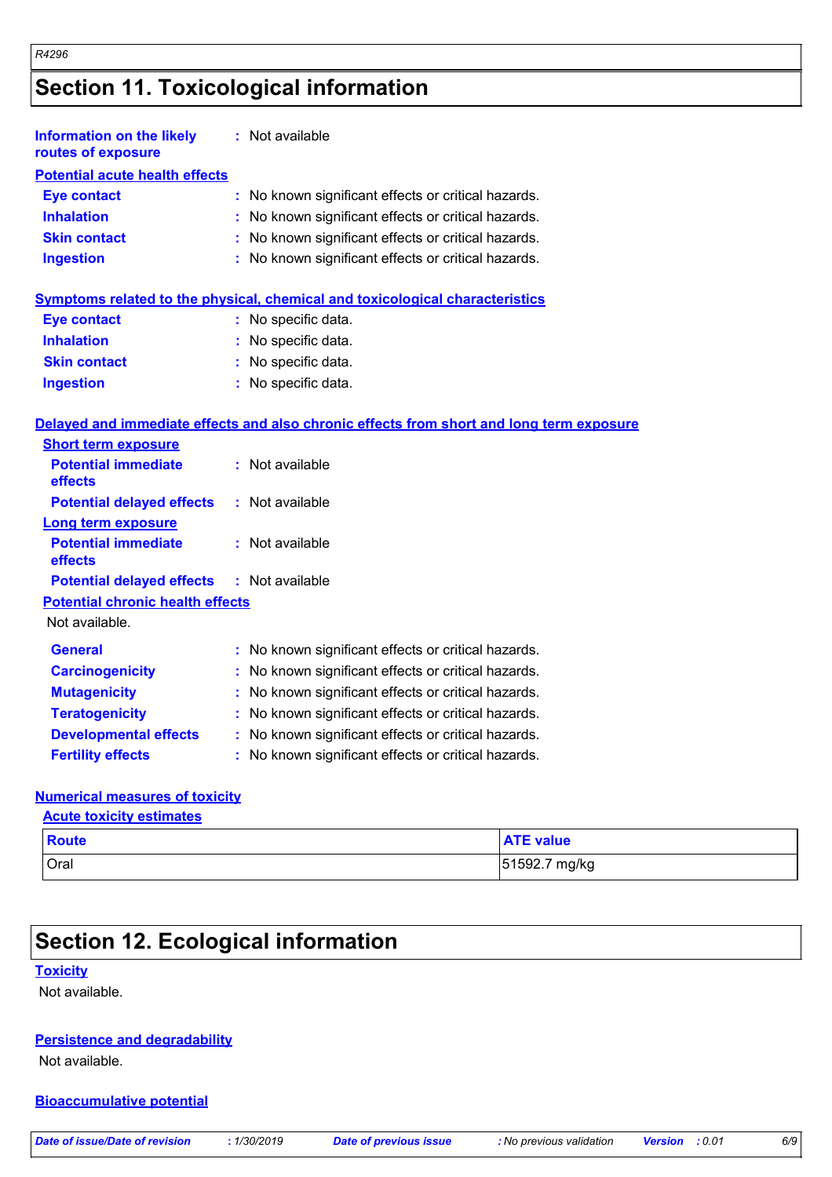## Section 11. Toxicological information

**Information on the likely routes of exposure** : Not available

**Potential acute health effects**

**Eye contact** : No known significant effects or critical hazards.
**Inhalation** : No known significant effects or critical hazards.
**Skin contact** : No known significant effects or critical hazards.
**Ingestion** : No known significant effects or critical hazards.

**Symptoms related to the physical, chemical and toxicological characteristics**

**Eye contact** : No specific data.
**Inhalation** : No specific data.
**Skin contact** : No specific data.
**Ingestion** : No specific data.

**Delayed and immediate effects and also chronic effects from short and long term exposure**

**Short term exposure**

**Potential immediate effects** : Not available
**Potential delayed effects** : Not available

**Long term exposure**

**Potential immediate effects** : Not available
**Potential delayed effects** : Not available

**Potential chronic health effects**

Not available.

**General** : No known significant effects or critical hazards.
**Carcinogenicity** : No known significant effects or critical hazards.
**Mutagenicity** : No known significant effects or critical hazards.
**Teratogenicity** : No known significant effects or critical hazards.
**Developmental effects** : No known significant effects or critical hazards.
**Fertility effects** : No known significant effects or critical hazards.

**Numerical measures of toxicity**

**Acute toxicity estimates**

| Route | ATE value |
| --- | --- |
| Oral | 51592.7 mg/kg |

## Section 12. Ecological information

**Toxicity**

Not available.

**Persistence and degradability**

Not available.

**Bioaccumulative potential**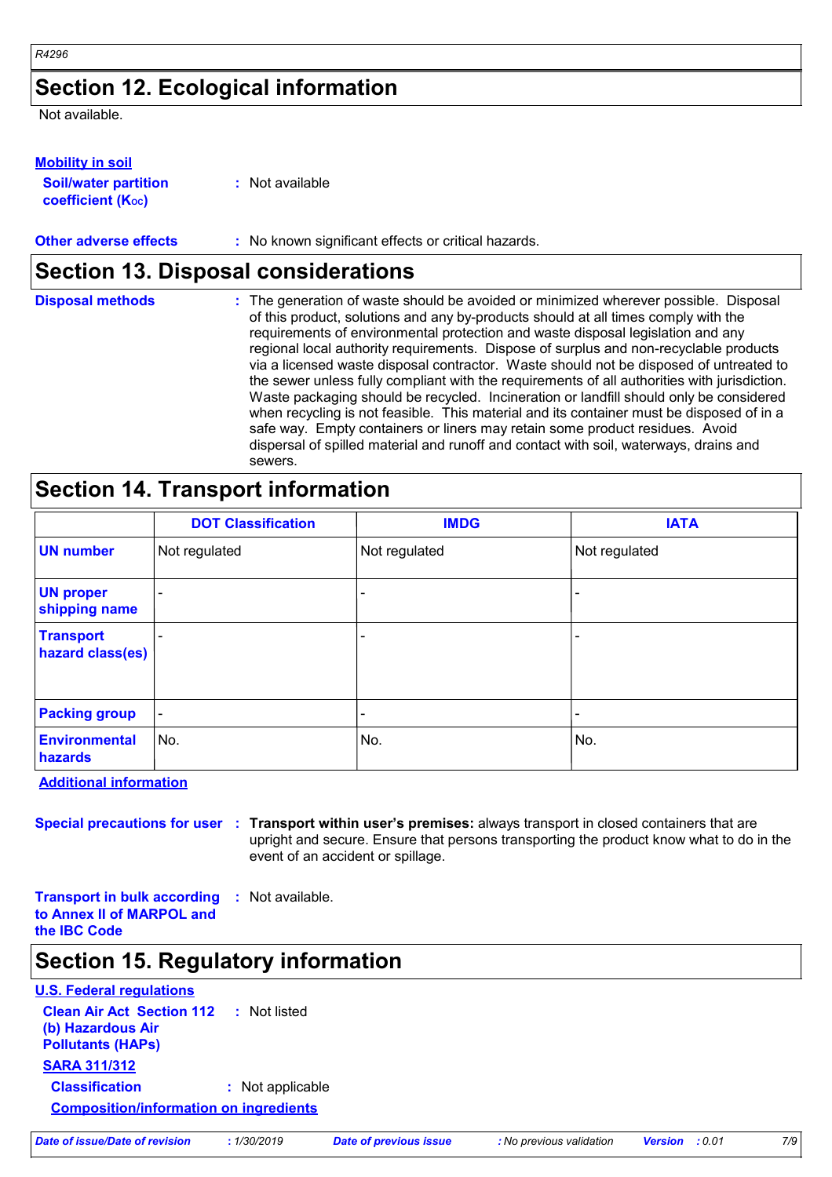## Section 12. Ecological information

Not available.

**Mobility in soil**

**Soil/water partition coefficient ($K_{OC}$)** : Not available

**Other adverse effects** : No known significant effects or critical hazards.

## Section 13. Disposal considerations

**Disposal methods** : The generation of waste should be avoided or minimized wherever possible. Disposal of this product, solutions and any by-products should at all times comply with the requirements of environmental protection and waste disposal legislation and any regional local authority requirements. Dispose of surplus and non-recyclable products via a licensed waste disposal contractor. Waste should not be disposed of untreated to the sewer unless fully compliant with the requirements of all authorities with jurisdiction. Waste packaging should be recycled. Incineration or landfill should only be considered when recycling is not feasible. This material and its container must be disposed of in a safe way. Empty containers or liners may retain some product residues. Avoid dispersal of spilled material and runoff and contact with soil, waterways, drains and sewers.

## Section 14. Transport information

| | DOT Classification | IMDG | IATA |
|---|---|---|---|
| **UN number** | Not regulated | Not regulated | Not regulated |
| **UN proper shipping name** | - | - | - |
| **Transport hazard class(es)** | - | - | - |
| **Packing group** | - | - | - |
| **Environmental hazards** | No. | No. | No. |

**Additional information**

**Special precautions for user** : **Transport within user's premises:** always transport in closed containers that are upright and secure. Ensure that persons transporting the product know what to do in the event of an accident or spillage.

**Transport in bulk according to Annex II of MARPOL and the IBC Code** : Not available.

## Section 15. Regulatory information

**U.S. Federal regulations**

**Clean Air Act Section 112 (b) Hazardous Air Pollutants (HAPs)** : Not listed

**SARA 311/312**

**Classification** : Not applicable

**Composition/information on ingredients**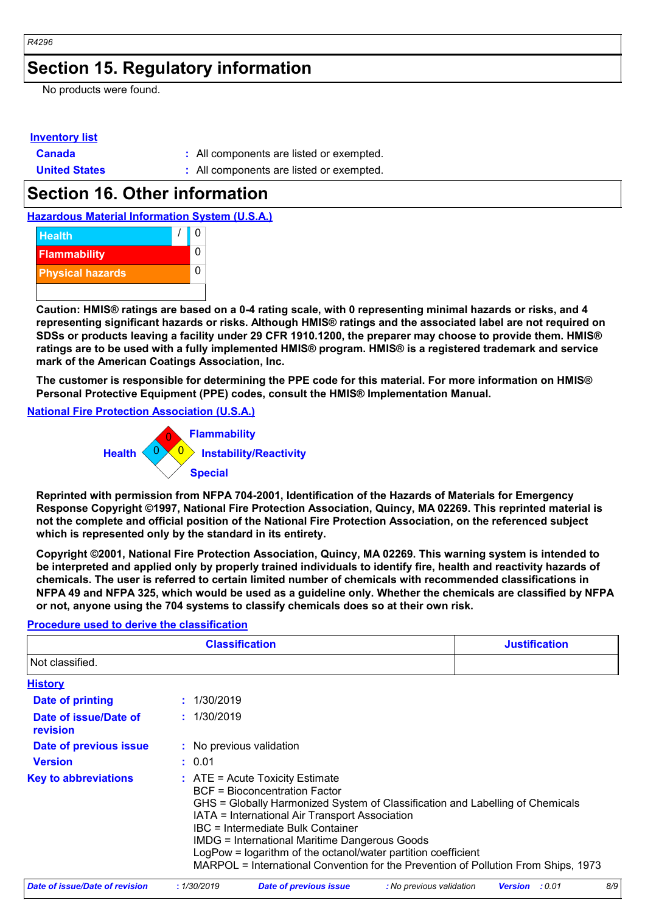## Section 15. Regulatory information

No products were found.

**Inventory list**

**Canada** : All components are listed or exempted.

**United States** : All components are listed or exempted.

## Section 16. Other information

**Hazardous Material Information System (U.S.A.)**

| | |
|---|---|
| Health | / 0 |
| Flammability | 0 |
| Physical hazards | 0 |

**Caution: HMIS® ratings are based on a 0-4 rating scale, with 0 representing minimal hazards or risks, and 4 representing significant hazards or risks. Although HMIS® ratings and the associated label are not required on SDSs or products leaving a facility under 29 CFR 1910.1200, the preparer may choose to provide them. HMIS® ratings are to be used with a fully implemented HMIS® program. HMIS® is a registered trademark and service mark of the American Coatings Association, Inc.**

**The customer is responsible for determining the PPE code for this material. For more information on HMIS® Personal Protective Equipment (PPE) codes, consult the HMIS® Implementation Manual.**

**National Fire Protection Association (U.S.A.)**

Flammability: 0

Health: 0

Instability/Reactivity: 0

Special

**Reprinted with permission from NFPA 704-2001, Identification of the Hazards of Materials for Emergency Response Copyright ©1997, National Fire Protection Association, Quincy, MA 02269. This reprinted material is not the complete and official position of the National Fire Protection Association, on the referenced subject which is represented only by the standard in its entirety.**

**Copyright ©2001, National Fire Protection Association, Quincy, MA 02269. This warning system is intended to be interpreted and applied only by properly trained individuals to identify fire, health and reactivity hazards of chemicals. The user is referred to certain limited number of chemicals with recommended classifications in NFPA 49 and NFPA 325, which would be used as a guideline only. Whether the chemicals are classified by NFPA or not, anyone using the 704 systems to classify chemicals does so at their own risk.**

**Procedure used to derive the classification**

| Classification | Justification |
|---|---|
| Not classified. | |

**History**

**Date of printing** : 1/30/2019

**Date of issue/Date of revision** : 1/30/2019

**Date of previous issue** : No previous validation

**Version** : 0.01

**Key to abbreviations** : ATE = Acute Toxicity Estimate
BCF = Bioconcentration Factor
GHS = Globally Harmonized System of Classification and Labelling of Chemicals
IATA = International Air Transport Association
IBC = Intermediate Bulk Container
IMDG = International Maritime Dangerous Goods
LogPow = logarithm of the octanol/water partition coefficient
MARPOL = International Convention for the Prevention of Pollution From Ships, 1973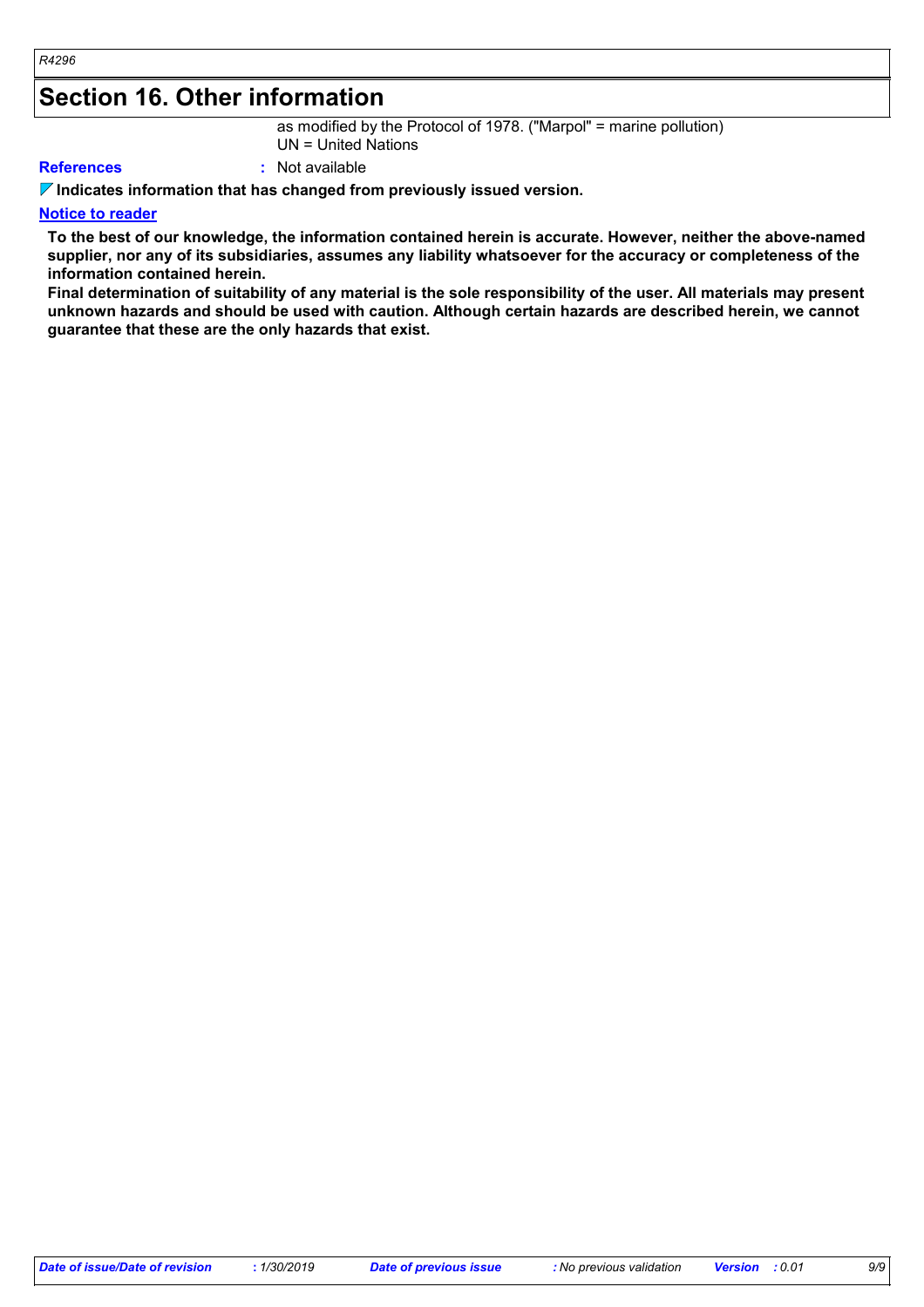## Section 16. Other information

as modified by the Protocol of 1978. ("Marpol" = marine pollution)
UN = United Nations

**References** : Not available

**Indicates information that has changed from previously issued version.**

**Notice to reader**

**To the best of our knowledge, the information contained herein is accurate. However, neither the above-named supplier, nor any of its subsidiaries, assumes any liability whatsoever for the accuracy or completeness of the information contained herein.**

**Final determination of suitability of any material is the sole responsibility of the user. All materials may present unknown hazards and should be used with caution. Although certain hazards are described herein, we cannot guarantee that these are the only hazards that exist.**